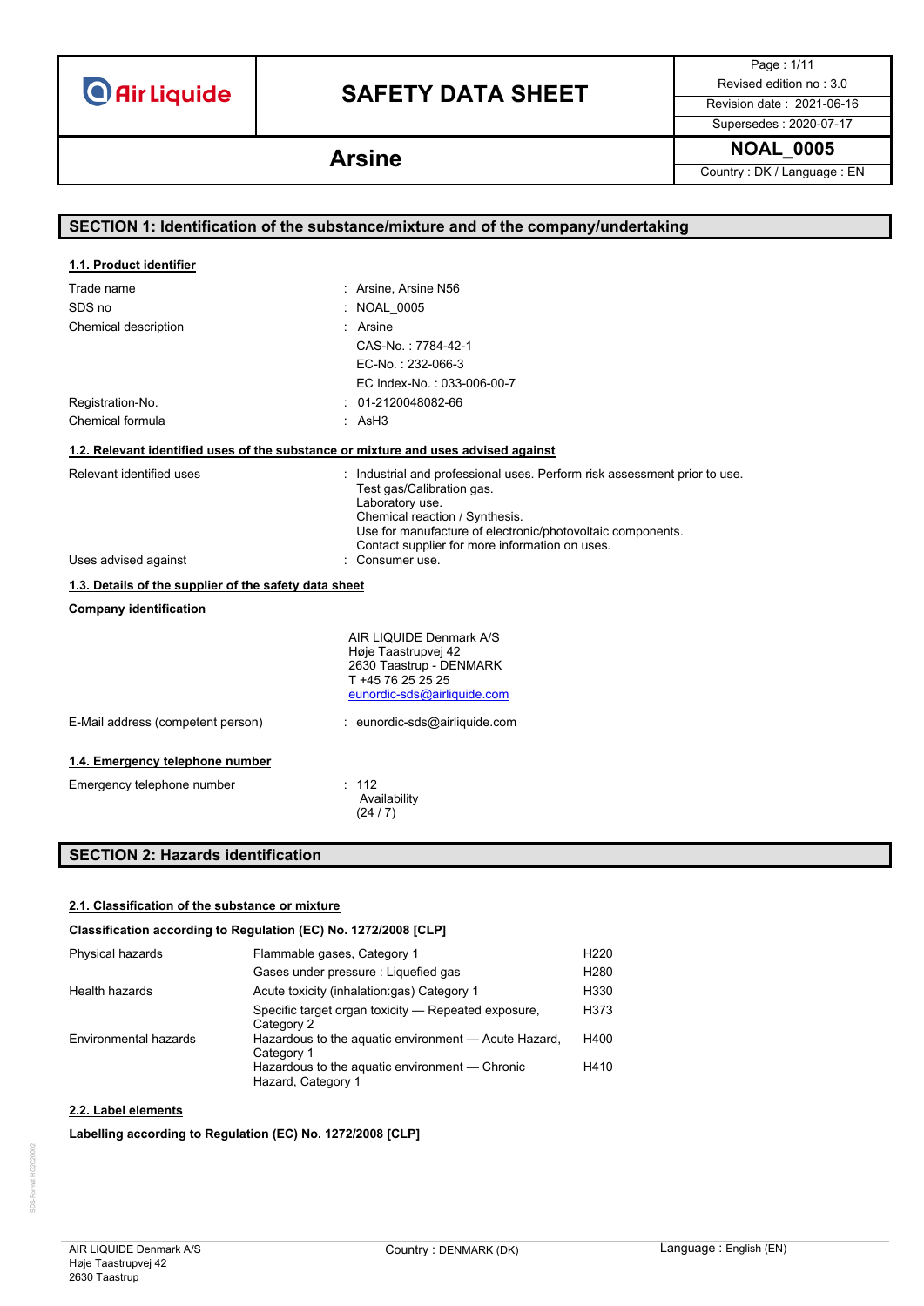# SAFETY DATA SHEET

## Arsine

| | |
|---|---|
| Revised edition no : 3.0 | |
| Revision date : 2021-06-16 | |
| Supersedes : 2020-07-17 | |
| NOAL_0005 | |
| Country : DK / Language : EN | |

## SECTION 1: Identification of the substance/mixture and of the company/undertaking

### 1.1. Product identifier

| | |
|---|---|
| Trade name | : Arsine, Arsine N56 |
| SDS no | : NOAL_0005 |
| Chemical description | : Arsine<br>CAS-No. : 7784-42-1<br>EC-No. : 232-066-3<br>EC Index-No. : 033-006-00-7 |
| Registration-No. | : 01-2120048082-66 |
| Chemical formula | : $AsH_3$ |

### 1.2. Relevant identified uses of the substance or mixture and uses advised against

| | |
|---|---|
| Relevant identified uses | : Industrial and professional uses. Perform risk assessment prior to use.<br>Test gas/Calibration gas.<br>Laboratory use.<br>Chemical reaction / Synthesis.<br>Use for manufacture of electronic/photovoltaic components.<br>Contact supplier for more information on uses. |
| Uses advised against | : Consumer use. |

### 1.3. Details of the supplier of the safety data sheet

**Company identification**

AIR LIQUIDE Denmark A/S
Høje Taastrupvej 42
2630 Taastrup - DENMARK
T +45 76 25 25 25
eunordic-sds@airliquide.com

| | |
|---|---|
| E-Mail address (competent person) | : eunordic-sds@airliquide.com |

### 1.4. Emergency telephone number

| | |
|---|---|
| Emergency telephone number | : 112<br>Availability<br>(24 / 7) |

## SECTION 2: Hazards identification

### 2.1. Classification of the substance or mixture

**Classification according to Regulation (EC) No. 1272/2008 [CLP]**

| | | |
|---|---|---|
| Physical hazards | Flammable gases, Category 1 | H220 |
| | Gases under pressure : Liquefied gas | H280 |
| Health hazards | Acute toxicity (inhalation:gas) Category 1 | H330 |
| | Specific target organ toxicity — Repeated exposure, Category 2 | H373 |
| Environmental hazards | Hazardous to the aquatic environment — Acute Hazard, Category 1 | H400 |
| | Hazardous to the aquatic environment — Chronic Hazard, Category 1 | H410 |

### 2.2. Label elements

**Labelling according to Regulation (EC) No. 1272/2008 [CLP]**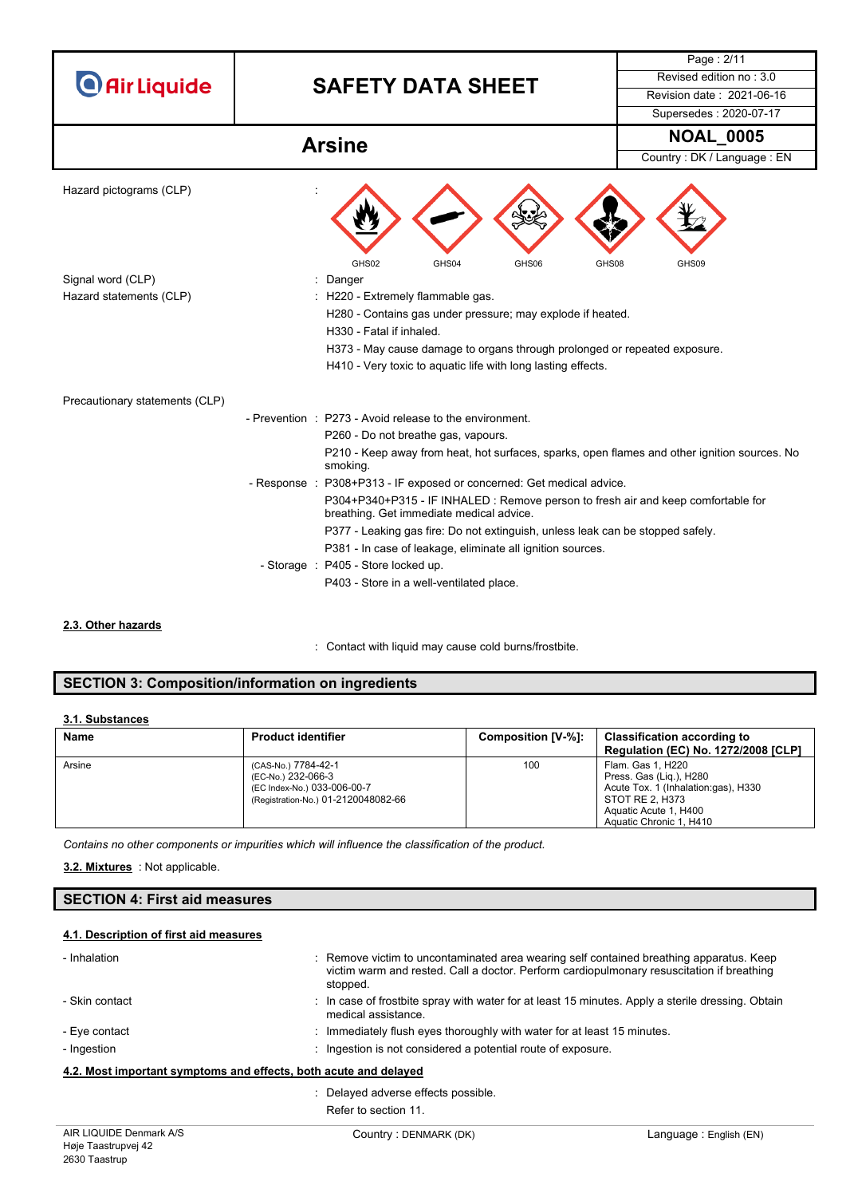Hazard pictograms (CLP) : GHS02 GHS04 GHS06 GHS08 GHS09

Signal word (CLP) : Danger

Hazard statements (CLP) : H220 - Extremely flammable gas.
H280 - Contains gas under pressure; may explode if heated.
H330 - Fatal if inhaled.
H373 - May cause damage to organs through prolonged or repeated exposure.
H410 - Very toxic to aquatic life with long lasting effects.

Precautionary statements (CLP)

- Prevention : P273 - Avoid release to the environment.
P260 - Do not breathe gas, vapours.
P210 - Keep away from heat, hot surfaces, sparks, open flames and other ignition sources. No smoking.
- Response : P308+P313 - IF exposed or concerned: Get medical advice.
P304+P340+P315 - IF INHALED : Remove person to fresh air and keep comfortable for breathing. Get immediate medical advice.
P377 - Leaking gas fire: Do not extinguish, unless leak can be stopped safely.
P381 - In case of leakage, eliminate all ignition sources.
- Storage : P405 - Store locked up.
P403 - Store in a well-ventilated place.

### 2.3. Other hazards

: Contact with liquid may cause cold burns/frostbite.

## SECTION 3: Composition/information on ingredients

### 3.1. Substances

| Name | Product identifier | Composition [V-%]: | Classification according to Regulation (EC) No. 1272/2008 [CLP] |
|---|---|---|---|
| Arsine | (CAS-No.) 7784-42-1<br>(EC-No.) 232-066-3<br>(EC Index-No.) 033-006-00-7<br>(Registration-No.) 01-2120048082-66 | 100 | Flam. Gas 1, H220<br>Press. Gas (Liq.), H280<br>Acute Tox. 1 (Inhalation:gas), H330<br>STOT RE 2, H373<br>Aquatic Acute 1, H400<br>Aquatic Chronic 1, H410 |

*Contains no other components or impurities which will influence the classification of the product.*

**3.2. Mixtures** : Not applicable.

## SECTION 4: First aid measures

### 4.1. Description of first aid measures

- Inhalation : Remove victim to uncontaminated area wearing self contained breathing apparatus. Keep victim warm and rested. Call a doctor. Perform cardiopulmonary resuscitation if breathing stopped.
- Skin contact : In case of frostbite spray with water for at least 15 minutes. Apply a sterile dressing. Obtain medical assistance.
- Eye contact : Immediately flush eyes thoroughly with water for at least 15 minutes.
- Ingestion : Ingestion is not considered a potential route of exposure.

### 4.2. Most important symptoms and effects, both acute and delayed

: Delayed adverse effects possible.
Refer to section 11.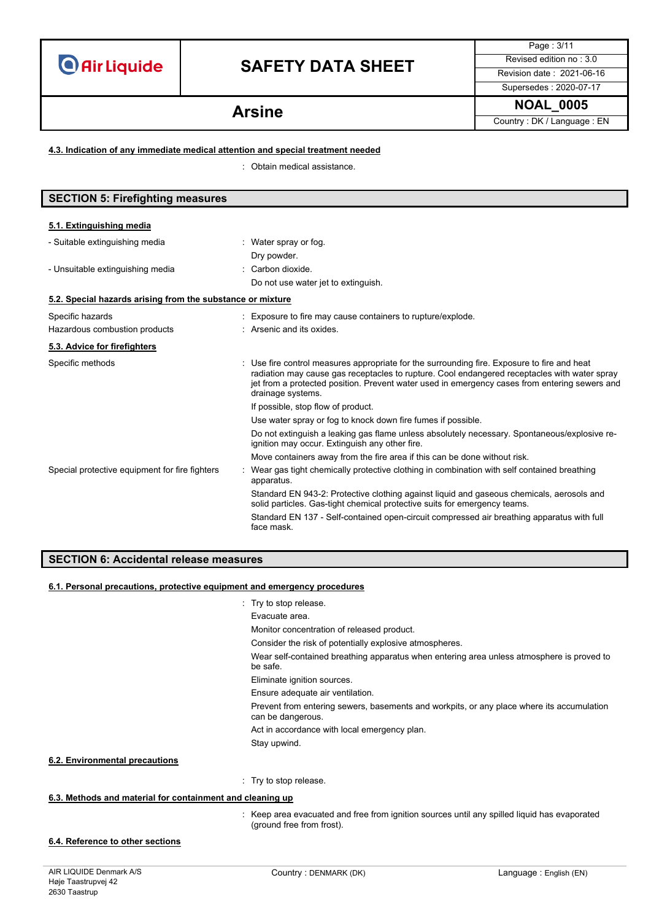#### 4.3. Indication of any immediate medical attention and special treatment needed

: Obtain medical assistance.

## SECTION 5: Firefighting measures

#### 5.1. Extinguishing media

| | |
|---|---|
| - Suitable extinguishing media | : Water spray or fog.<br>Dry powder. |
| - Unsuitable extinguishing media | : Carbon dioxide.<br>Do not use water jet to extinguish. |

#### 5.2. Special hazards arising from the substance or mixture

| | |
|---|---|
| Specific hazards | : Exposure to fire may cause containers to rupture/explode. |
| Hazardous combustion products | : Arsenic and its oxides. |

#### 5.3. Advice for firefighters

| | |
|---|---|
| Specific methods | : Use fire control measures appropriate for the surrounding fire. Exposure to fire and heat radiation may cause gas receptacles to rupture. Cool endangered receptacles with water spray jet from a protected position. Prevent water used in emergency cases from entering sewers and drainage systems.<br>If possible, stop flow of product.<br>Use water spray or fog to knock down fire fumes if possible.<br>Do not extinguish a leaking gas flame unless absolutely necessary. Spontaneous/explosive re-ignition may occur. Extinguish any other fire.<br>Move containers away from the fire area if this can be done without risk. |
| Special protective equipment for fire fighters | : Wear gas tight chemically protective clothing in combination with self contained breathing apparatus.<br>Standard EN 943-2: Protective clothing against liquid and gaseous chemicals, aerosols and solid particles. Gas-tight chemical protective suits for emergency teams.<br>Standard EN 137 - Self-contained open-circuit compressed air breathing apparatus with full face mask. |

## SECTION 6: Accidental release measures

#### 6.1. Personal precautions, protective equipment and emergency procedures

: Try to stop release.
Evacuate area.
Monitor concentration of released product.
Consider the risk of potentially explosive atmospheres.
Wear self-contained breathing apparatus when entering area unless atmosphere is proved to be safe.
Eliminate ignition sources.
Ensure adequate air ventilation.
Prevent from entering sewers, basements and workpits, or any place where its accumulation can be dangerous.
Act in accordance with local emergency plan.
Stay upwind.

#### 6.2. Environmental precautions

: Try to stop release.

#### 6.3. Methods and material for containment and cleaning up

: Keep area evacuated and free from ignition sources until any spilled liquid has evaporated (ground free from frost).

#### 6.4. Reference to other sections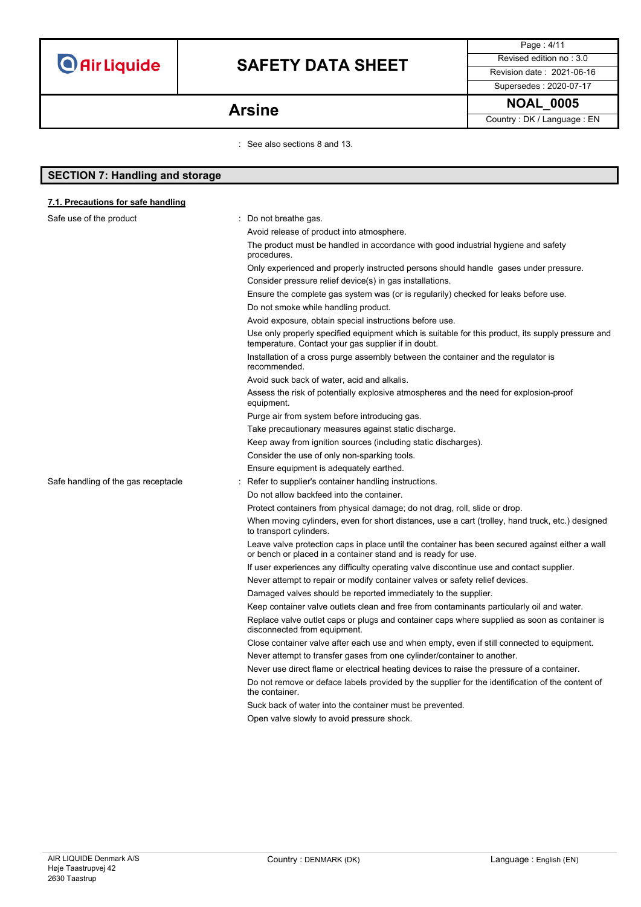: See also sections 8 and 13.

## SECTION 7: Handling and storage

### 7.1. Precautions for safe handling

Safe use of the product : Do not breathe gas.
Avoid release of product into atmosphere.
The product must be handled in accordance with good industrial hygiene and safety procedures.
Only experienced and properly instructed persons should handle gases under pressure.
Consider pressure relief device(s) in gas installations.
Ensure the complete gas system was (or is regularily) checked for leaks before use.
Do not smoke while handling product.
Avoid exposure, obtain special instructions before use.
Use only properly specified equipment which is suitable for this product, its supply pressure and temperature. Contact your gas supplier if in doubt.
Installation of a cross purge assembly between the container and the regulator is recommended.
Avoid suck back of water, acid and alkalis.
Assess the risk of potentially explosive atmospheres and the need for explosion-proof equipment.
Purge air from system before introducing gas.
Take precautionary measures against static discharge.
Keep away from ignition sources (including static discharges).
Consider the use of only non-sparking tools.
Ensure equipment is adequately earthed.

Safe handling of the gas receptacle : Refer to supplier's container handling instructions.
Do not allow backfeed into the container.
Protect containers from physical damage; do not drag, roll, slide or drop.
When moving cylinders, even for short distances, use a cart (trolley, hand truck, etc.) designed to transport cylinders.
Leave valve protection caps in place until the container has been secured against either a wall or bench or placed in a container stand and is ready for use.
If user experiences any difficulty operating valve discontinue use and contact supplier.
Never attempt to repair or modify container valves or safety relief devices.
Damaged valves should be reported immediately to the supplier.
Keep container valve outlets clean and free from contaminants particularly oil and water.
Replace valve outlet caps or plugs and container caps where supplied as soon as container is disconnected from equipment.
Close container valve after each use and when empty, even if still connected to equipment.
Never attempt to transfer gases from one cylinder/container to another.
Never use direct flame or electrical heating devices to raise the pressure of a container.
Do not remove or deface labels provided by the supplier for the identification of the content of the container.
Suck back of water into the container must be prevented.
Open valve slowly to avoid pressure shock.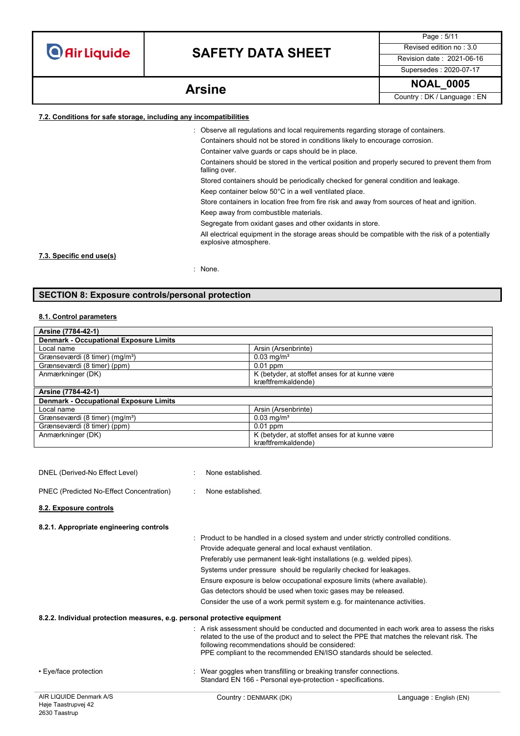#### 7.2. Conditions for safe storage, including any incompatibilities

: Observe all regulations and local requirements regarding storage of containers.

Containers should not be stored in conditions likely to encourage corrosion.

Container valve guards or caps should be in place.

Containers should be stored in the vertical position and properly secured to prevent them from falling over.

Stored containers should be periodically checked for general condition and leakage.

Keep container below 50°C in a well ventilated place.

Store containers in location free from fire risk and away from sources of heat and ignition.

Keep away from combustible materials.

Segregate from oxidant gases and other oxidants in store.

All electrical equipment in the storage areas should be compatible with the risk of a potentially explosive atmosphere.

#### 7.3. Specific end use(s)

: None.

## SECTION 8: Exposure controls/personal protection

#### 8.1. Control parameters

| Arsine (7784-42-1) | |
|---|---|
| **Denmark - Occupational Exposure Limits** | |
| Local name | Arsin (Arsenbrinte) |
| Grænseværdi (8 timer) (mg/m³) | 0.03 mg/m³ |
| Grænseværdi (8 timer) (ppm) | 0.01 ppm |
| Anmærkninger (DK) | K (betyder, at stoffet anses for at kunne være kræftfremkaldende) |
| **Arsine (7784-42-1)** | |
| **Denmark - Occupational Exposure Limits** | |
| Local name | Arsin (Arsenbrinte) |
| Grænseværdi (8 timer) (mg/m³) | 0.03 mg/m³ |
| Grænseværdi (8 timer) (ppm) | 0.01 ppm |
| Anmærkninger (DK) | K (betyder, at stoffet anses for at kunne være kræftfremkaldende) |

DNEL (Derived-No Effect Level) : None established.

PNEC (Predicted No-Effect Concentration) : None established.

#### 8.2. Exposure controls

**8.2.1. Appropriate engineering controls**

: Product to be handled in a closed system and under strictly controlled conditions.

Provide adequate general and local exhaust ventilation.

Preferably use permanent leak-tight installations (e.g. welded pipes).

Systems under pressure should be regularly checked for leakages.

Ensure exposure is below occupational exposure limits (where available).

Gas detectors should be used when toxic gases may be released.

Consider the use of a work permit system e.g. for maintenance activities.

**8.2.2. Individual protection measures, e.g. personal protective equipment**

: A risk assessment should be conducted and documented in each work area to assess the risks related to the use of the product and to select the PPE that matches the relevant risk. The following recommendations should be considered:
PPE compliant to the recommended EN/ISO standards should be selected.

• Eye/face protection : Wear goggles when transfilling or breaking transfer connections.
Standard EN 166 - Personal eye-protection - specifications.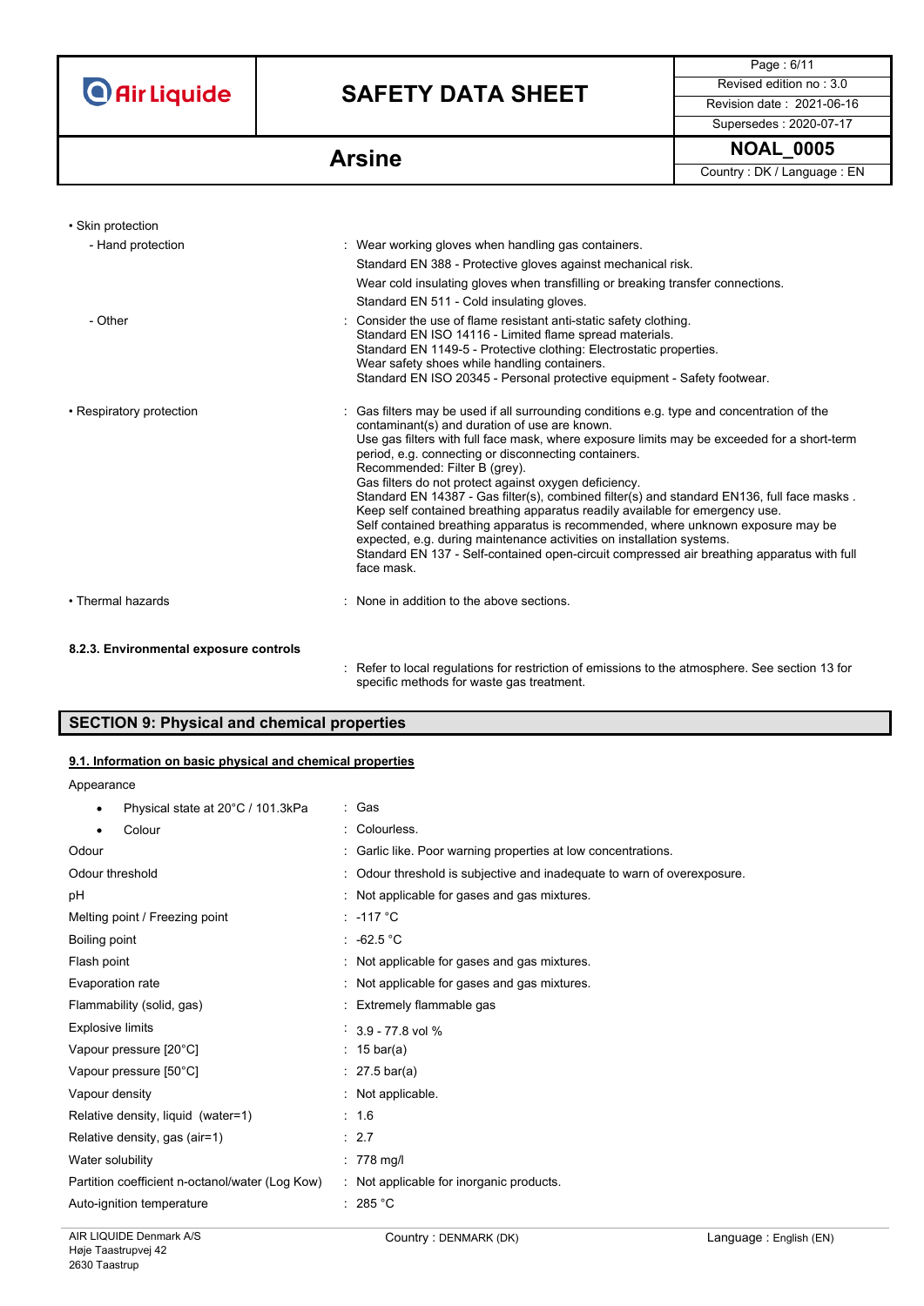- Skin protection
  - Hand protection : Wear working gloves when handling gas containers.
    Standard EN 388 - Protective gloves against mechanical risk.
    Wear cold insulating gloves when transfilling or breaking transfer connections.
    Standard EN 511 - Cold insulating gloves.
  - Other : Consider the use of flame resistant anti-static safety clothing.
    Standard EN ISO 14116 - Limited flame spread materials.
    Standard EN 1149-5 - Protective clothing: Electrostatic properties.
    Wear safety shoes while handling containers.
    Standard EN ISO 20345 - Personal protective equipment - Safety footwear.
- Respiratory protection : Gas filters may be used if all surrounding conditions e.g. type and concentration of the contaminant(s) and duration of use are known.
  Use gas filters with full face mask, where exposure limits may be exceeded for a short-term period, e.g. connecting or disconnecting containers.
  Recommended: Filter B (grey).
  Gas filters do not protect against oxygen deficiency.
  Standard EN 14387 - Gas filter(s), combined filter(s) and standard EN136, full face masks .
  Keep self contained breathing apparatus readily available for emergency use.
  Self contained breathing apparatus is recommended, where unknown exposure may be expected, e.g. during maintenance activities on installation systems.
  Standard EN 137 - Self-contained open-circuit compressed air breathing apparatus with full face mask.
- Thermal hazards : None in addition to the above sections.

**8.2.3. Environmental exposure controls**

: Refer to local regulations for restriction of emissions to the atmosphere. See section 13 for specific methods for waste gas treatment.

## SECTION 9: Physical and chemical properties

### 9.1. Information on basic physical and chemical properties

Appearance

- Physical state at 20°C / 101.3kPa : Gas
- Colour : Colourless.

Odour : Garlic like. Poor warning properties at low concentrations.

Odour threshold : Odour threshold is subjective and inadequate to warn of overexposure.

pH : Not applicable for gases and gas mixtures.

Melting point / Freezing point : -117 °C

Boiling point : -62.5 °C

Flash point : Not applicable for gases and gas mixtures.

Evaporation rate : Not applicable for gases and gas mixtures.

Flammability (solid, gas) : Extremely flammable gas

Explosive limits : 3.9 - 77.8 vol %

Vapour pressure [20°C] : 15 bar(a)

Vapour pressure [50°C] : 27.5 bar(a)

Vapour density : Not applicable.

Relative density, liquid (water=1) : 1.6

Relative density, gas (air=1) : 2.7

Water solubility : 778 mg/l

Partition coefficient n-octanol/water (Log Kow) : Not applicable for inorganic products.

Auto-ignition temperature : 285 °C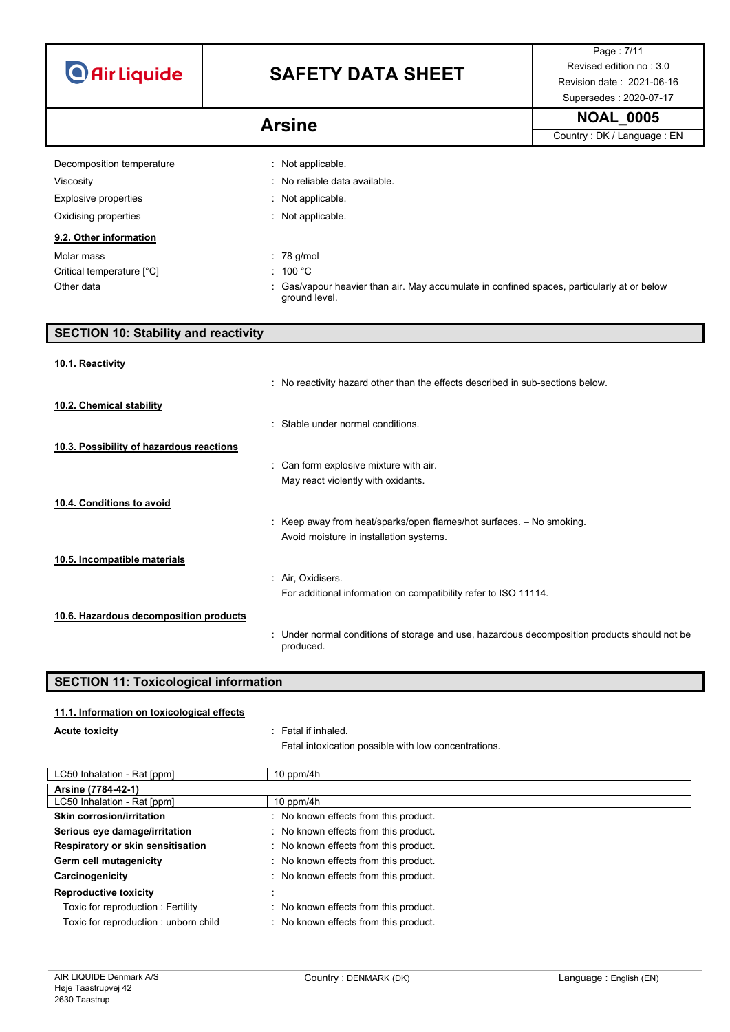| | |
|---|---|
| Decomposition temperature | : Not applicable. |
| Viscosity | : No reliable data available. |
| Explosive properties | : Not applicable. |
| Oxidising properties | : Not applicable. |

### 9.2. Other information

| | |
|---|---|
| Molar mass | : 78 g/mol |
| Critical temperature [°C] | : 100 °C |
| Other data | : Gas/vapour heavier than air. May accumulate in confined spaces, particularly at or below ground level. |

## SECTION 10: Stability and reactivity

### 10.1. Reactivity

: No reactivity hazard other than the effects described in sub-sections below.

### 10.2. Chemical stability

: Stable under normal conditions.

### 10.3. Possibility of hazardous reactions

: Can form explosive mixture with air.
May react violently with oxidants.

### 10.4. Conditions to avoid

: Keep away from heat/sparks/open flames/hot surfaces. – No smoking.
Avoid moisture in installation systems.

### 10.5. Incompatible materials

: Air, Oxidisers.
For additional information on compatibility refer to ISO 11114.

### 10.6. Hazardous decomposition products

: Under normal conditions of storage and use, hazardous decomposition products should not be produced.

## SECTION 11: Toxicological information

### 11.1. Information on toxicological effects

**Acute toxicity** : Fatal if inhaled.
Fatal intoxication possible with low concentrations.

| LC50 Inhalation - Rat [ppm] | 10 ppm/4h |
|---|---|
| **Arsine (7784-42-1)** | |
| LC50 Inhalation - Rat [ppm] | 10 ppm/4h |

| | |
|---|---|
| **Skin corrosion/irritation** | : No known effects from this product. |
| **Serious eye damage/irritation** | : No known effects from this product. |
| **Respiratory or skin sensitisation** | : No known effects from this product. |
| **Germ cell mutagenicity** | : No known effects from this product. |
| **Carcinogenicity** | : No known effects from this product. |
| **Reproductive toxicity** | : |
| Toxic for reproduction : Fertility | : No known effects from this product. |
| Toxic for reproduction : unborn child | : No known effects from this product. |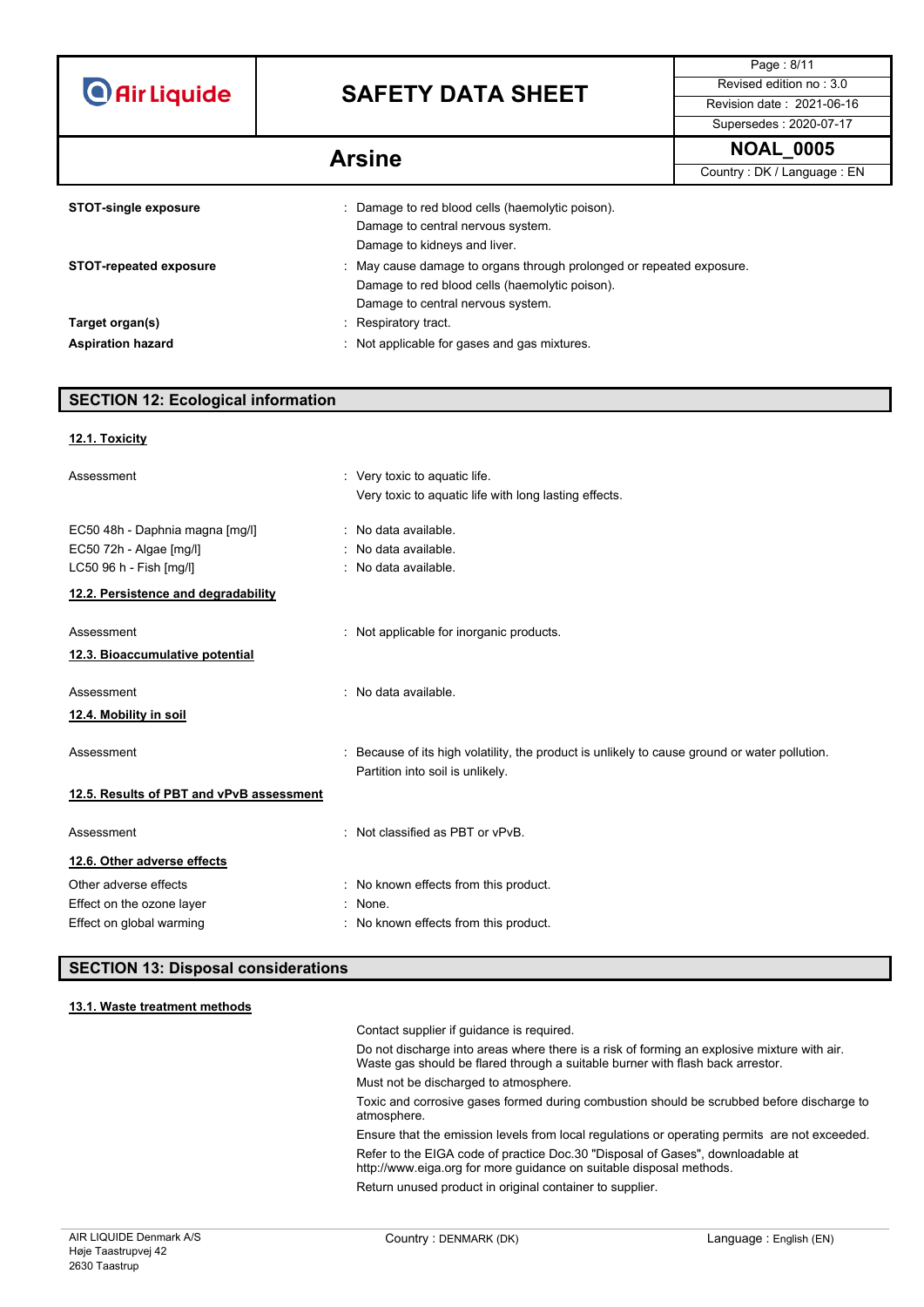| | | |
|---|---|---|
| **STOT-single exposure** | : | Damage to red blood cells (haemolytic poison).<br>Damage to central nervous system.<br>Damage to kidneys and liver. |
| **STOT-repeated exposure** | : | May cause damage to organs through prolonged or repeated exposure.<br>Damage to red blood cells (haemolytic poison).<br>Damage to central nervous system. |
| **Target organ(s)** | : | Respiratory tract. |
| **Aspiration hazard** | : | Not applicable for gases and gas mixtures. |

## SECTION 12: Ecological information

### 12.1. Toxicity

| | | |
|---|---|---|
| Assessment | : | Very toxic to aquatic life.<br>Very toxic to aquatic life with long lasting effects. |
| EC50 48h - Daphnia magna [mg/l] | : | No data available. |
| EC50 72h - Algae [mg/l] | : | No data available. |
| LC50 96 h - Fish [mg/l] | : | No data available. |

### 12.2. Persistence and degradability

| | | |
|---|---|---|
| Assessment | : | Not applicable for inorganic products. |

### 12.3. Bioaccumulative potential

| | | |
|---|---|---|
| Assessment | : | No data available. |

### 12.4. Mobility in soil

| | | |
|---|---|---|
| Assessment | : | Because of its high volatility, the product is unlikely to cause ground or water pollution.<br>Partition into soil is unlikely. |

### 12.5. Results of PBT and vPvB assessment

| | | |
|---|---|---|
| Assessment | : | Not classified as PBT or vPvB. |

### 12.6. Other adverse effects

| | | |
|---|---|---|
| Other adverse effects | : | No known effects from this product. |
| Effect on the ozone layer | : | None. |
| Effect on global warming | : | No known effects from this product. |

## SECTION 13: Disposal considerations

### 13.1. Waste treatment methods

Contact supplier if guidance is required.

Do not discharge into areas where there is a risk of forming an explosive mixture with air. Waste gas should be flared through a suitable burner with flash back arrestor.

Must not be discharged to atmosphere.

Toxic and corrosive gases formed during combustion should be scrubbed before discharge to atmosphere.

Ensure that the emission levels from local regulations or operating permits are not exceeded.

Refer to the EIGA code of practice Doc.30 "Disposal of Gases", downloadable at http://www.eiga.org for more guidance on suitable disposal methods.

Return unused product in original container to supplier.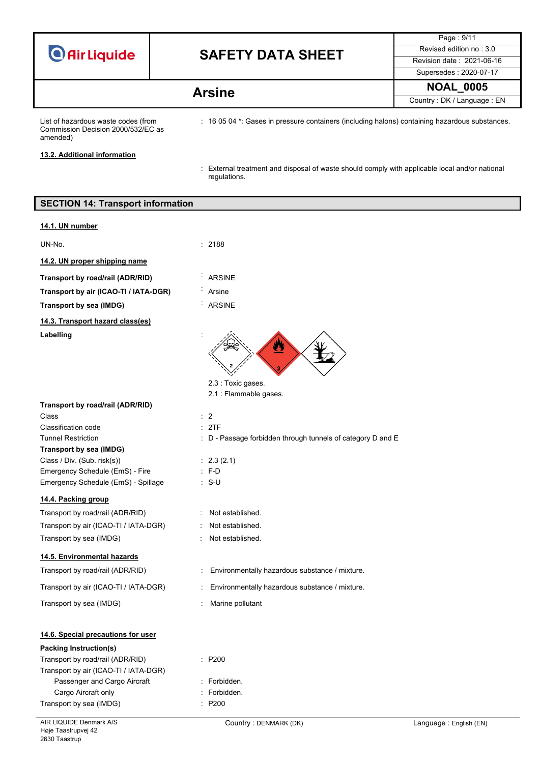| | |
|---|---|
| List of hazardous waste codes (from Commission Decision 2000/532/EC as amended) | : 16 05 04 *: Gases in pressure containers (including halons) containing hazardous substances. |

**13.2. Additional information**

: External treatment and disposal of waste should comply with applicable local and/or national regulations.

## SECTION 14: Transport information

**14.1. UN number**

| | |
|---|---|
| UN-No. | : 2188 |

**14.2. UN proper shipping name**

| | |
|---|---|
| **Transport by road/rail (ADR/RID)** | : ARSINE |
| **Transport by air (ICAO-TI / IATA-DGR)** | : Arsine |
| **Transport by sea (IMDG)** | : ARSINE |

**14.3. Transport hazard class(es)**

**Labelling** :

2.3 : Toxic gases.
2.1 : Flammable gases.

| | |
|---|---|
| **Transport by road/rail (ADR/RID)** | |
| Class | : 2 |
| Classification code | : 2TF |
| Tunnel Restriction | : D - Passage forbidden through tunnels of category D and E |
| **Transport by sea (IMDG)** | |
| Class / Div. (Sub. risk(s)) | : 2.3 (2.1) |
| Emergency Schedule (EmS) - Fire | : F-D |
| Emergency Schedule (EmS) - Spillage | : S-U |

**14.4. Packing group**

| | |
|---|---|
| Transport by road/rail (ADR/RID) | : Not established. |
| Transport by air (ICAO-TI / IATA-DGR) | : Not established. |
| Transport by sea (IMDG) | : Not established. |

**14.5. Environmental hazards**

| | |
|---|---|
| Transport by road/rail (ADR/RID) | : Environmentally hazardous substance / mixture. |
| Transport by air (ICAO-TI / IATA-DGR) | : Environmentally hazardous substance / mixture. |
| Transport by sea (IMDG) | : Marine pollutant |

**14.6. Special precautions for user**

**Packing Instruction(s)**

| | |
|---|---|
| Transport by road/rail (ADR/RID) | : P200 |
| Transport by air (ICAO-TI / IATA-DGR) | |
| Passenger and Cargo Aircraft | : Forbidden. |
| Cargo Aircraft only | : Forbidden. |
| Transport by sea (IMDG) | : P200 |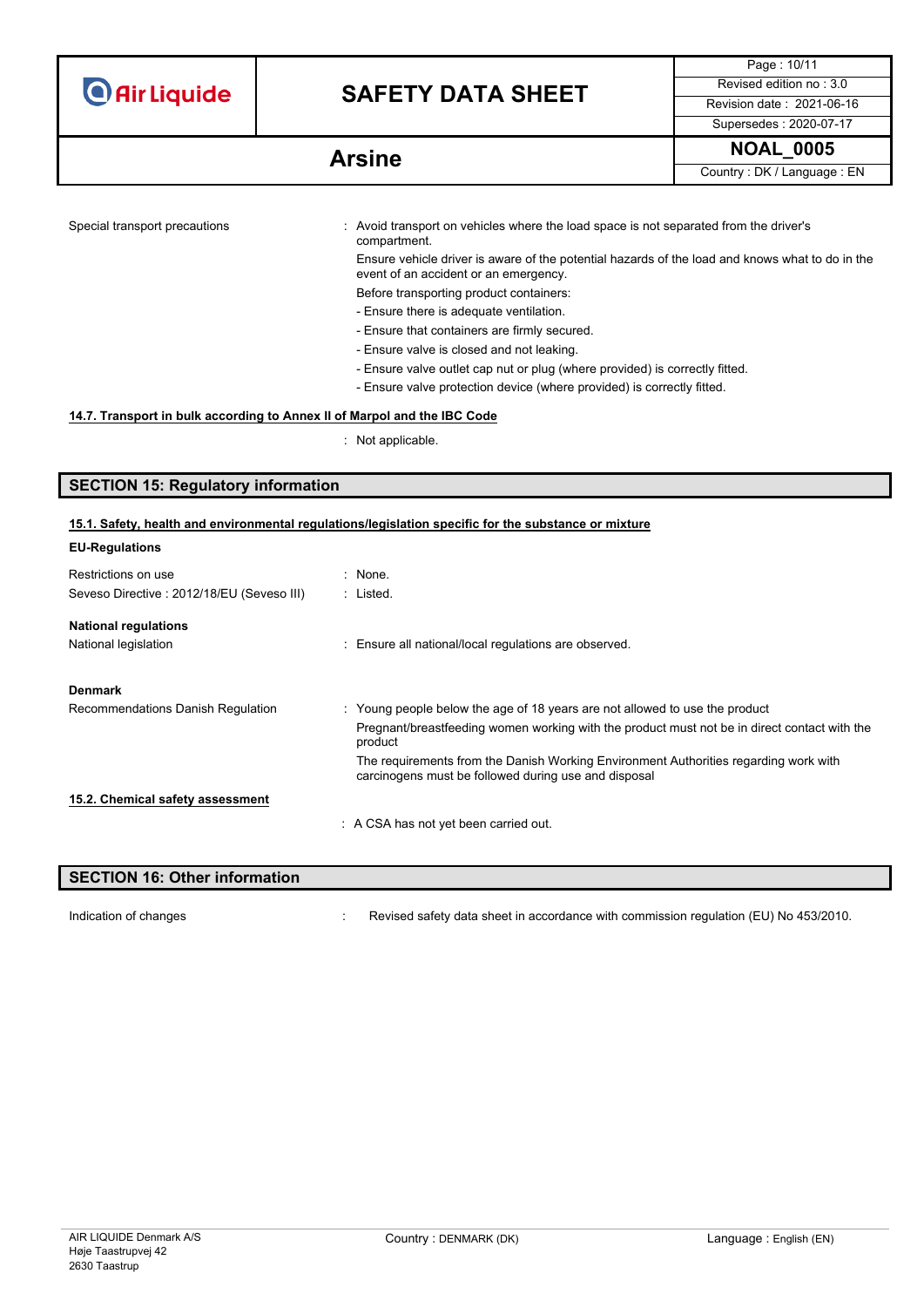Special transport precautions : Avoid transport on vehicles where the load space is not separated from the driver's compartment.

Ensure vehicle driver is aware of the potential hazards of the load and knows what to do in the event of an accident or an emergency.

Before transporting product containers:

- Ensure there is adequate ventilation.
- Ensure that containers are firmly secured.
- Ensure valve is closed and not leaking.
- Ensure valve outlet cap nut or plug (where provided) is correctly fitted.
- Ensure valve protection device (where provided) is correctly fitted.

### 14.7. Transport in bulk according to Annex II of Marpol and the IBC Code

: Not applicable.

## SECTION 15: Regulatory information

### 15.1. Safety, health and environmental regulations/legislation specific for the substance or mixture

**EU-Regulations**

Restrictions on use : None.

Seveso Directive : 2012/18/EU (Seveso III) : Listed.

**National regulations**

National legislation : Ensure all national/local regulations are observed.

**Denmark**

Recommendations Danish Regulation : Young people below the age of 18 years are not allowed to use the product

Pregnant/breastfeeding women working with the product must not be in direct contact with the product

The requirements from the Danish Working Environment Authorities regarding work with carcinogens must be followed during use and disposal

### 15.2. Chemical safety assessment

: A CSA has not yet been carried out.

## SECTION 16: Other information

Indication of changes : Revised safety data sheet in accordance with commission regulation (EU) No 453/2010.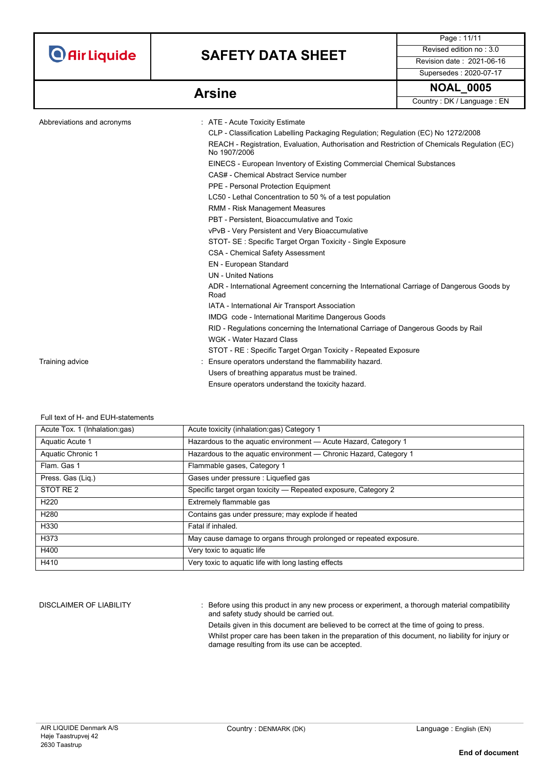Abbreviations and acronyms : ATE - Acute Toxicity Estimate

CLP - Classification Labelling Packaging Regulation; Regulation (EC) No 1272/2008

REACH - Registration, Evaluation, Authorisation and Restriction of Chemicals Regulation (EC) No 1907/2006

EINECS - European Inventory of Existing Commercial Chemical Substances

CAS# - Chemical Abstract Service number

PPE - Personal Protection Equipment

LC50 - Lethal Concentration to 50 % of a test population

RMM - Risk Management Measures

PBT - Persistent, Bioaccumulative and Toxic

vPvB - Very Persistent and Very Bioaccumulative

STOT- SE : Specific Target Organ Toxicity - Single Exposure

CSA - Chemical Safety Assessment

EN - European Standard

UN - United Nations

ADR - International Agreement concerning the International Carriage of Dangerous Goods by Road

IATA - International Air Transport Association

IMDG code - International Maritime Dangerous Goods

RID - Regulations concerning the International Carriage of Dangerous Goods by Rail

WGK - Water Hazard Class

STOT - RE : Specific Target Organ Toxicity - Repeated Exposure

Training advice : Ensure operators understand the flammability hazard.

Users of breathing apparatus must be trained.

Ensure operators understand the toxicity hazard.

Full text of H- and EUH-statements

| | |
|---|---|
| Acute Tox. 1 (Inhalation:gas) | Acute toxicity (inhalation:gas) Category 1 |
| Aquatic Acute 1 | Hazardous to the aquatic environment — Acute Hazard, Category 1 |
| Aquatic Chronic 1 | Hazardous to the aquatic environment — Chronic Hazard, Category 1 |
| Flam. Gas 1 | Flammable gases, Category 1 |
| Press. Gas (Liq.) | Gases under pressure : Liquefied gas |
| STOT RE 2 | Specific target organ toxicity — Repeated exposure, Category 2 |
| H220 | Extremely flammable gas |
| H280 | Contains gas under pressure; may explode if heated |
| H330 | Fatal if inhaled. |
| H373 | May cause damage to organs through prolonged or repeated exposure. |
| H400 | Very toxic to aquatic life |
| H410 | Very toxic to aquatic life with long lasting effects |

DISCLAIMER OF LIABILITY : Before using this product in any new process or experiment, a thorough material compatibility and safety study should be carried out.

Details given in this document are believed to be correct at the time of going to press.

Whilst proper care has been taken in the preparation of this document, no liability for injury or damage resulting from its use can be accepted.

**End of document**